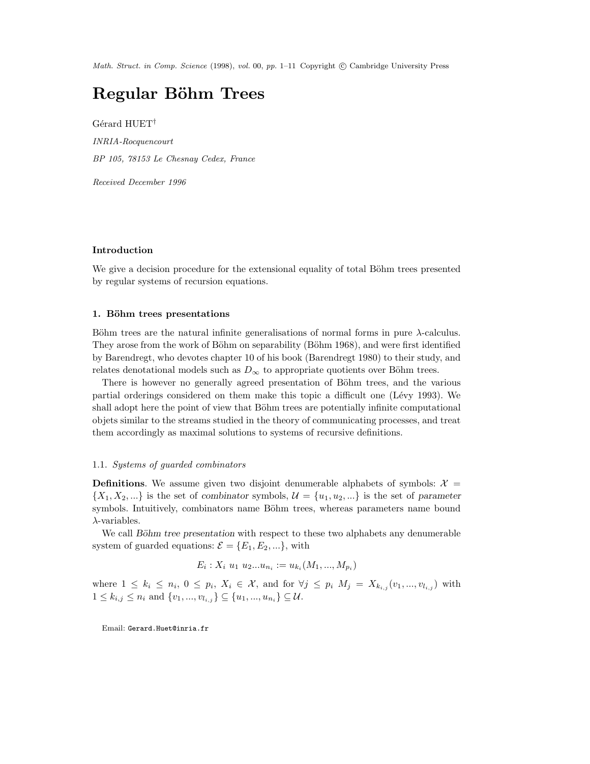# Regular Böhm Trees

Gérard HUET[†]

*INRIA-Rocquencourt*

*BP 105, 78153 Le Chesnay Cedex, France*

*Received December 1996*

### Introduction

We give a decision procedure for the extensional equality of total Böhm trees presented by regular systems of recursion equations.

## 1. Böhm trees presentations

Böhm trees are the natural infinite generalisations of normal forms in pure $\lambda$-calculus. They arose from the work of Böhm on separability (Böhm 1968), and were first identified by Barendregt, who devotes chapter 10 of his book (Barendregt 1980) to their study, and relates denotational models such as $D_\infty$ to appropriate quotients over Böhm trees.

There is however no generally agreed presentation of Böhm trees, and the various partial orderings considered on them make this topic a difficult one (Lévy 1993). We shall adopt here the point of view that Böhm trees are potentially infinite computational objets similar to the streams studied in the theory of communicating processes, and treat them accordingly as maximal solutions to systems of recursive definitions.

### 1.1. *Systems of guarded combinators*

**Definitions**. We assume given two disjoint denumerable alphabets of symbols: $\mathcal{X} = \{X_1, X_2, ...\}$ is the set of *combinator* symbols, $\mathcal{U} = \{u_1, u_2, ...\}$ is the set of *parameter* symbols. Intuitively, combinators name Böhm trees, whereas parameters name bound $\lambda$-variables.

We call *Böhm tree presentation* with respect to these two alphabets any denumerable system of guarded equations: $\mathcal{E} = \{E_1, E_2, ...\}$, with

$$E_i : X_i \ u_1 \ u_2 ... u_{n_i} := u_{k_i}(M_1, ..., M_{p_i})$$

where $1 \leq k_i \leq n_i$, $0 \leq p_i$, $X_i \in \mathcal{X}$, and for $\forall j \leq p_i$ $M_j = X_{k_{i,j}}(v_1, ..., v_{l_{i,j}})$ with $1 \leq k_{i,j} \leq n_i$ and $\{v_1, ..., v_{l_{i,j}}\} \subseteq \{u_1, ..., u_{n_i}\} \subseteq \mathcal{U}$.

Email: Gerard.Huet@inria.fr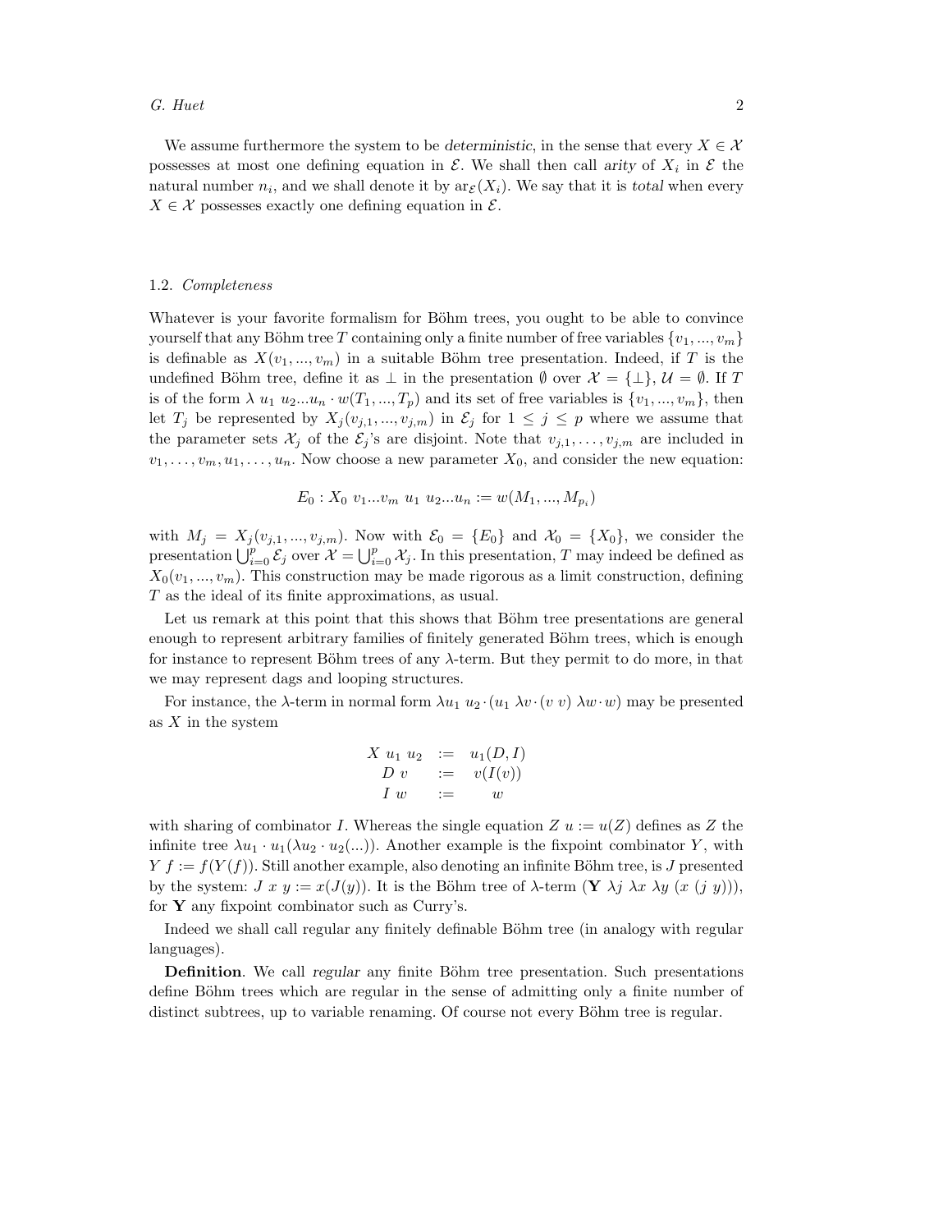We assume furthermore the system to be *deterministic*, in the sense that every $X \in \mathcal{X}$ possesses at most one defining equation in $\mathcal{E}$. We shall then call *arity* of $X_i$ in $\mathcal{E}$ the natural number $n_i$, and we shall denote it by $\text{ar}_{\mathcal{E}}(X_i)$. We say that it is *total* when every $X \in \mathcal{X}$ possesses exactly one defining equation in $\mathcal{E}$.

### 1.2. *Completeness*

Whatever is your favorite formalism for Böhm trees, you ought to be able to convince yourself that any Böhm tree $T$ containing only a finite number of free variables $\{v_1, ..., v_m\}$ is definable as $X(v_1, ..., v_m)$ in a suitable Böhm tree presentation. Indeed, if $T$ is the undefined Böhm tree, define it as $\perp$ in the presentation $\emptyset$ over $\mathcal{X} = \{\perp\}$, $\mathcal{U} = \emptyset$. If $T$ is of the form $\lambda\ u_1\ u_2...u_n \cdot w(T_1, ..., T_p)$ and its set of free variables is $\{v_1, ..., v_m\}$, then let $T_j$ be represented by $X_j(v_{j,1}, ..., v_{j,m})$ in $\mathcal{E}_j$ for $1 \leq j \leq p$ where we assume that the parameter sets $\mathcal{X}_j$ of the $\mathcal{E}_j$'s are disjoint. Note that $v_{j,1}, \ldots, v_{j,m}$ are included in $v_1, \ldots, v_m, u_1, \ldots, u_n$. Now choose a new parameter $X_0$, and consider the new equation:

$$E_0 : X_0\ v_1...v_m\ u_1\ u_2...u_n := w(M_1, ..., M_{p_i})$$

with $M_j = X_j(v_{j,1}, ..., v_{j,m})$. Now with $\mathcal{E}_0 = \{E_0\}$ and $\mathcal{X}_0 = \{X_0\}$, we consider the presentation $\bigcup_{i=0}^{p} \mathcal{E}_j$ over $\mathcal{X} = \bigcup_{i=0}^{p} \mathcal{X}_j$. In this presentation, $T$ may indeed be defined as $X_0(v_1, ..., v_m)$. This construction may be made rigorous as a limit construction, defining $T$ as the ideal of its finite approximations, as usual.

Let us remark at this point that this shows that Böhm tree presentations are general enough to represent arbitrary families of finitely generated Böhm trees, which is enough for instance to represent Böhm trees of any $\lambda$-term. But they permit to do more, in that we may represent dags and looping structures.

For instance, the $\lambda$-term in normal form $\lambda u_1\ u_2 \cdot (u_1\ \lambda v \cdot (v\ v)\ \lambda w \cdot w)$ may be presented as $X$ in the system

$$\begin{array}{rcl} X\ u_1\ u_2 & := & u_1(D, I) \\ D\ v & := & v(I(v)) \\ I\ w & := & w \end{array}$$

with sharing of combinator $I$. Whereas the single equation $Z\ u := u(Z)$ defines as $Z$ the infinite tree $\lambda u_1 \cdot u_1(\lambda u_2 \cdot u_2(...))$. Another example is the fixpoint combinator $Y$, with $Y\ f := f(Y(f))$. Still another example, also denoting an infinite Böhm tree, is $J$ presented by the system: $J\ x\ y := x(J(y))$. It is the Böhm tree of $\lambda$-term $(\mathbf{Y}\ \lambda j\ \lambda x\ \lambda y\ (x\ (j\ y)))$, for $\mathbf{Y}$ any fixpoint combinator such as Curry's.

Indeed we shall call regular any finitely definable Böhm tree (in analogy with regular languages).

**Definition**. We call *regular* any finite Böhm tree presentation. Such presentations define Böhm trees which are regular in the sense of admitting only a finite number of distinct subtrees, up to variable renaming. Of course not every Böhm tree is regular.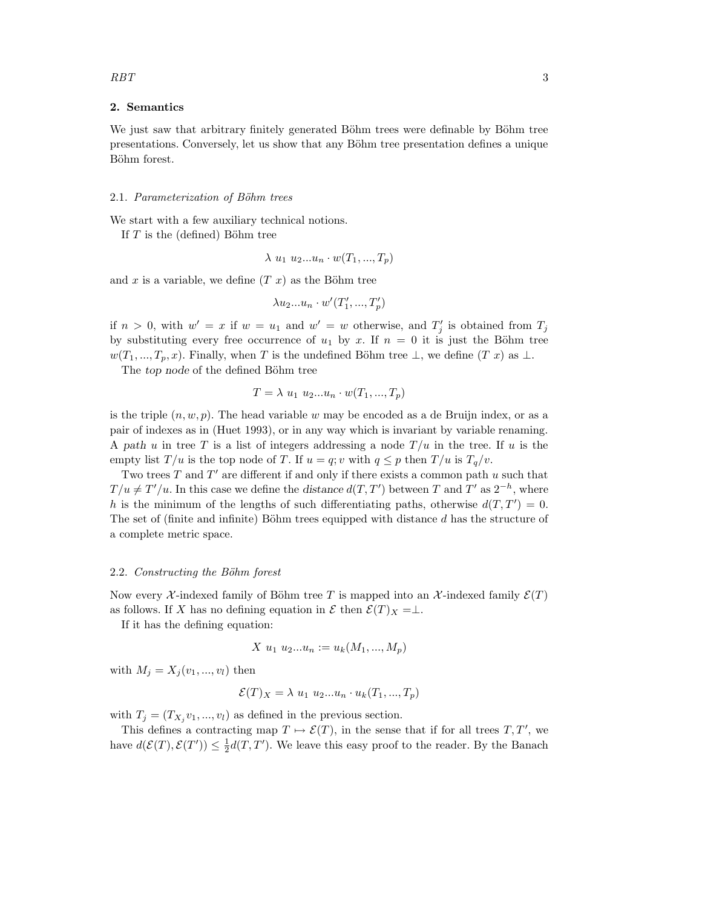## 2. Semantics

We just saw that arbitrary finitely generated Böhm trees were definable by Böhm tree presentations. Conversely, let us show that any Böhm tree presentation defines a unique Böhm forest.

### 2.1. *Parameterization of Böhm trees*

We start with a few auxiliary technical notions.

If $T$ is the (defined) Böhm tree

$$\lambda\ u_1\ u_2 ... u_n \cdot w(T_1, ..., T_p)$$

and $x$ is a variable, we define $(T\ x)$ as the Böhm tree

$$\lambda u_2 ... u_n \cdot w'(T'_1, ..., T'_p)$$

if $n > 0$, with $w' = x$ if $w = u_1$ and $w' = w$ otherwise, and $T'_j$ is obtained from $T_j$ by substituting every free occurrence of $u_1$ by $x$. If $n = 0$ it is just the Böhm tree $w(T_1, ..., T_p, x)$. Finally, when $T$ is the undefined Böhm tree $\bot$, we define $(T\ x)$ as $\bot$.

The *top node* of the defined Böhm tree

$$T = \lambda\ u_1\ u_2 ... u_n \cdot w(T_1, ..., T_p)$$

is the triple $(n, w, p)$. The head variable $w$ may be encoded as a de Bruijn index, or as a pair of indexes as in (Huet 1993), or in any way which is invariant by variable renaming. A *path* $u$ in tree $T$ is a list of integers addressing a node $T/u$ in the tree. If $u$ is the empty list $T/u$ is the top node of $T$. If $u = q;v$ with $q \leq p$ then $T/u$ is $T_q/v$.

Two trees $T$ and $T'$ are different if and only if there exists a common path $u$ such that $T/u \neq T'/u$. In this case we define the *distance* $d(T, T')$ between $T$ and $T'$ as $2^{-h}$, where $h$ is the minimum of the lengths of such differentiating paths, otherwise $d(T, T') = 0$. The set of (finite and infinite) Böhm trees equipped with distance $d$ has the structure of a complete metric space.

### 2.2. *Constructing the Böhm forest*

Now every $\mathcal{X}$-indexed family of Böhm tree $T$ is mapped into an $\mathcal{X}$-indexed family $\mathcal{E}(T)$ as follows. If $X$ has no defining equation in $\mathcal{E}$ then $\mathcal{E}(T)_X = \bot$.

If it has the defining equation:

$$X\ u_1\ u_2 ... u_n := u_k(M_1, ..., M_p)$$

with $M_j = X_j(v_1, ..., v_l)$ then

$$\mathcal{E}(T)_X = \lambda\ u_1\ u_2 ... u_n \cdot u_k(T_1, ..., T_p)$$

with $T_j = (T_{X_j} v_1, ..., v_l)$ as defined in the previous section.

This defines a contracting map $T \mapsto \mathcal{E}(T)$, in the sense that if for all trees $T, T'$, we have $d(\mathcal{E}(T), \mathcal{E}(T')) \leq \frac{1}{2} d(T, T')$. We leave this easy proof to the reader. By the Banach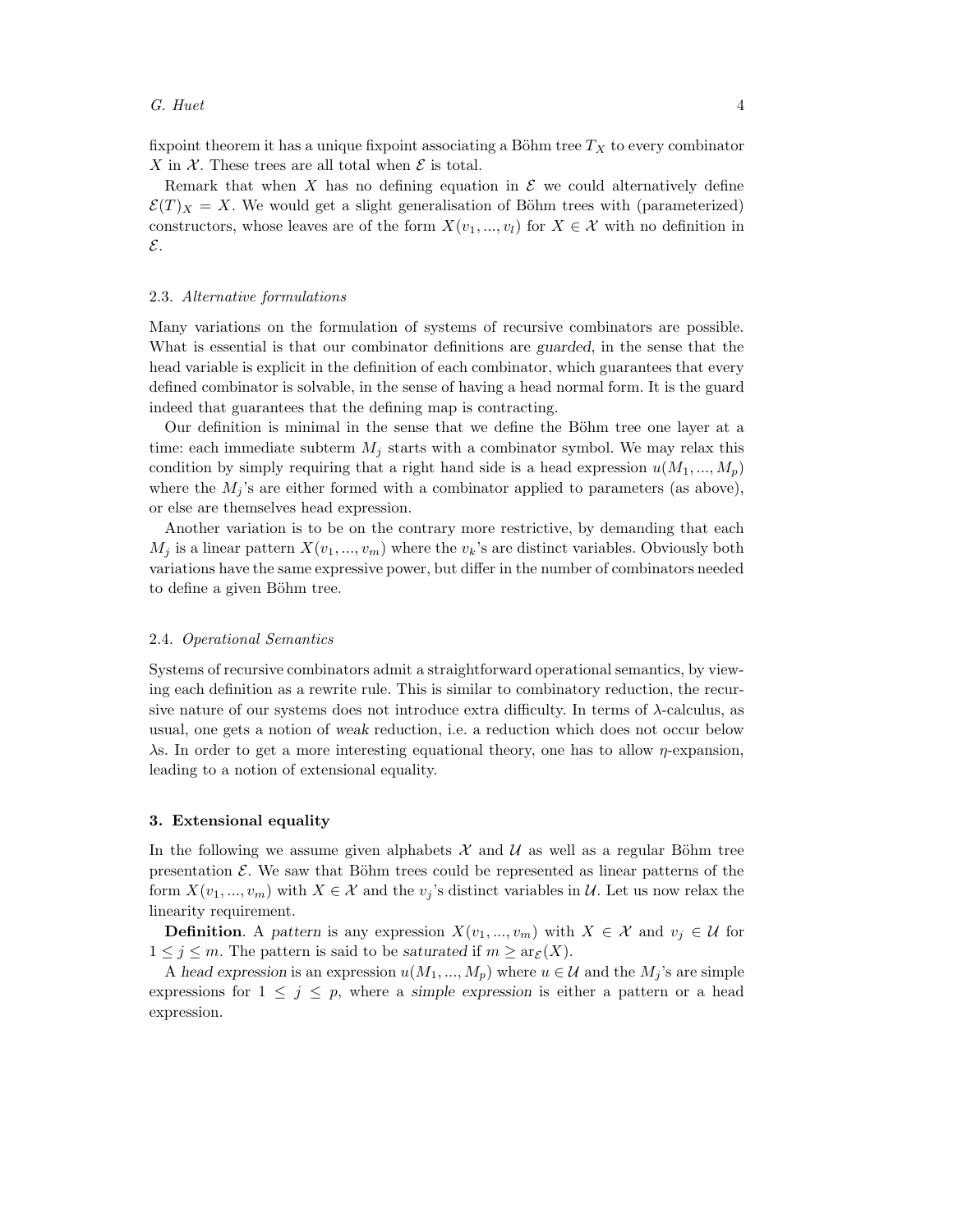fixpoint theorem it has a unique fixpoint associating a Böhm tree $T_X$ to every combinator $X$ in $\mathcal{X}$. These trees are all total when $\mathcal{E}$ is total.

Remark that when $X$ has no defining equation in $\mathcal{E}$ we could alternatively define $\mathcal{E}(T)_X = X$. We would get a slight generalisation of Böhm trees with (parameterized) constructors, whose leaves are of the form $X(v_1, ..., v_l)$ for $X \in \mathcal{X}$ with no definition in $\mathcal{E}$.

### 2.3. *Alternative formulations*

Many variations on the formulation of systems of recursive combinators are possible. What is essential is that our combinator definitions are *guarded*, in the sense that the head variable is explicit in the definition of each combinator, which guarantees that every defined combinator is solvable, in the sense of having a head normal form. It is the guard indeed that guarantees that the defining map is contracting.

Our definition is minimal in the sense that we define the Böhm tree one layer at a time: each immediate subterm $M_j$ starts with a combinator symbol. We may relax this condition by simply requiring that a right hand side is a head expression $u(M_1, ..., M_p)$ where the $M_j$'s are either formed with a combinator applied to parameters (as above), or else are themselves head expression.

Another variation is to be on the contrary more restrictive, by demanding that each $M_j$ is a linear pattern $X(v_1, ..., v_m)$ where the $v_k$'s are distinct variables. Obviously both variations have the same expressive power, but differ in the number of combinators needed to define a given Böhm tree.

### 2.4. *Operational Semantics*

Systems of recursive combinators admit a straightforward operational semantics, by viewing each definition as a rewrite rule. This is similar to combinatory reduction, the recursive nature of our systems does not introduce extra difficulty. In terms of $\lambda$-calculus, as usual, one gets a notion of *weak* reduction, i.e. a reduction which does not occur below $\lambda$s. In order to get a more interesting equational theory, one has to allow $\eta$-expansion, leading to a notion of extensional equality.

## 3. Extensional equality

In the following we assume given alphabets $\mathcal{X}$ and $\mathcal{U}$ as well as a regular Böhm tree presentation $\mathcal{E}$. We saw that Böhm trees could be represented as linear patterns of the form $X(v_1, ..., v_m)$ with $X \in \mathcal{X}$ and the $v_j$'s distinct variables in $\mathcal{U}$. Let us now relax the linearity requirement.

**Definition**. A *pattern* is any expression $X(v_1, ..., v_m)$ with $X \in \mathcal{X}$ and $v_j \in \mathcal{U}$ for $1 \leq j \leq m$. The pattern is said to be *saturated* if $m \geq \mathrm{ar}_{\mathcal{E}}(X)$.

A *head expression* is an expression $u(M_1, ..., M_p)$ where $u \in \mathcal{U}$ and the $M_j$'s are simple expressions for $1 \leq j \leq p$, where a *simple expression* is either a pattern or a head expression.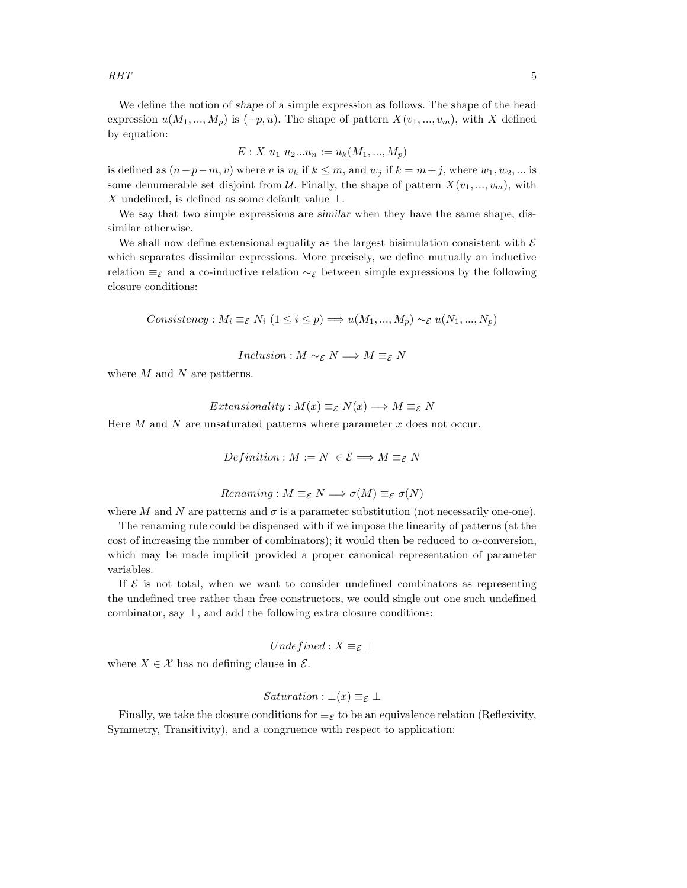We define the notion of *shape* of a simple expression as follows. The shape of the head expression $u(M_1, ..., M_p)$ is $(-p, u)$. The shape of pattern $X(v_1, ..., v_m)$, with $X$ defined by equation:

$$E : X\ u_1\ u_2 ... u_n := u_k(M_1, ..., M_p)$$

is defined as $(n-p-m, v)$ where $v$ is $v_k$ if $k \leq m$, and $w_j$ if $k = m+j$, where $w_1, w_2, ...$ is some denumerable set disjoint from $\mathcal{U}$. Finally, the shape of pattern $X(v_1, ..., v_m)$, with $X$ undefined, is defined as some default value $\perp$.

We say that two simple expressions are *similar* when they have the same shape, dissimilar otherwise.

We shall now define extensional equality as the largest bisimulation consistent with $\mathcal{E}$ which separates dissimilar expressions. More precisely, we define mutually an inductive relation $\equiv_{\mathcal{E}}$ and a co-inductive relation $\sim_{\mathcal{E}}$ between simple expressions by the following closure conditions:

$$\mathit{Consistency} : M_i \equiv_{\mathcal{E}} N_i\ (1 \leq i \leq p) \Longrightarrow u(M_1, ..., M_p) \sim_{\mathcal{E}} u(N_1, ..., N_p)$$

$$\mathit{Inclusion} : M \sim_{\mathcal{E}} N \Longrightarrow M \equiv_{\mathcal{E}} N$$

where $M$ and $N$ are patterns.

$$\mathit{Extensionality} : M(x) \equiv_{\mathcal{E}} N(x) \Longrightarrow M \equiv_{\mathcal{E}} N$$

Here $M$ and $N$ are unsaturated patterns where parameter $x$ does not occur.

$$\mathit{Definition} : M := N\ \in \mathcal{E} \Longrightarrow M \equiv_{\mathcal{E}} N$$

$$\mathit{Renaming} : M \equiv_{\mathcal{E}} N \Longrightarrow \sigma(M) \equiv_{\mathcal{E}} \sigma(N)$$

where $M$ and $N$ are patterns and $\sigma$ is a parameter substitution (not necessarily one-one).

The renaming rule could be dispensed with if we impose the linearity of patterns (at the cost of increasing the number of combinators); it would then be reduced to $\alpha$-conversion, which may be made implicit provided a proper canonical representation of parameter variables.

If $\mathcal{E}$ is not total, when we want to consider undefined combinators as representing the undefined tree rather than free constructors, we could single out one such undefined combinator, say $\perp$, and add the following extra closure conditions:

$$\mathit{Undefined} : X \equiv_{\mathcal{E}} \perp$$

where $X \in \mathcal{X}$ has no defining clause in $\mathcal{E}$.

$$\mathit{Saturation} : \perp(x) \equiv_{\mathcal{E}} \perp$$

Finally, we take the closure conditions for $\equiv_{\mathcal{E}}$ to be an equivalence relation (Reflexivity, Symmetry, Transitivity), and a congruence with respect to application: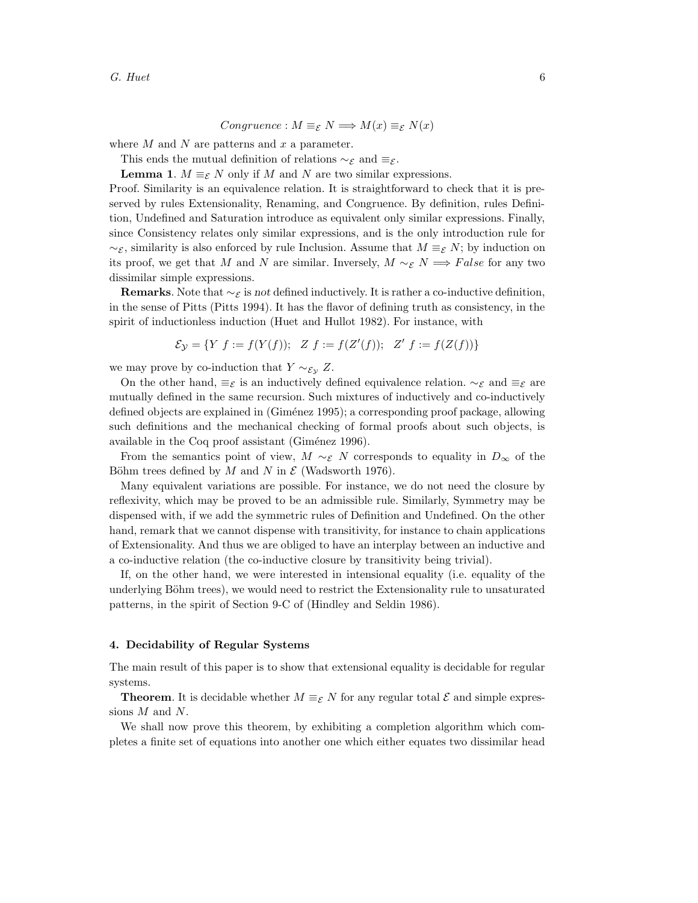$$Congruence : M \equiv_{\mathcal{E}} N \Longrightarrow M(x) \equiv_{\mathcal{E}} N(x)$$

where $M$ and $N$ are patterns and $x$ a parameter.

This ends the mutual definition of relations $\sim_{\mathcal{E}}$ and $\equiv_{\mathcal{E}}$.

**Lemma 1**. $M \equiv_{\mathcal{E}} N$ only if $M$ and $N$ are two similar expressions.

Proof. Similarity is an equivalence relation. It is straightforward to check that it is preserved by rules Extensionality, Renaming, and Congruence. By definition, rules Definition, Undefined and Saturation introduce as equivalent only similar expressions. Finally, since Consistency relates only similar expressions, and is the only introduction rule for $\sim_{\mathcal{E}}$, similarity is also enforced by rule Inclusion. Assume that $M \equiv_{\mathcal{E}} N$; by induction on its proof, we get that $M$ and $N$ are similar. Inversely, $M \sim_{\mathcal{E}} N \Longrightarrow False$ for any two dissimilar simple expressions.

**Remarks**. Note that $\sim_{\mathcal{E}}$ is *not* defined inductively. It is rather a co-inductive definition, in the sense of Pitts (Pitts 1994). It has the flavor of defining truth as consistency, in the spirit of inductionless induction (Huet and Hullot 1982). For instance, with

$$\mathcal{E}_{\mathcal{Y}} = \{Y\ f := f(Y(f));\quad Z\ f := f(Z'(f));\quad Z'\ f := f(Z(f))\}$$

we may prove by co-induction that $Y \sim_{\mathcal{E}_{\mathcal{Y}}} Z$.

On the other hand, $\equiv_{\mathcal{E}}$ is an inductively defined equivalence relation. $\sim_{\mathcal{E}}$ and $\equiv_{\mathcal{E}}$ are mutually defined in the same recursion. Such mixtures of inductively and co-inductively defined objects are explained in (Giménez 1995); a corresponding proof package, allowing such definitions and the mechanical checking of formal proofs about such objects, is available in the Coq proof assistant (Giménez 1996).

From the semantics point of view, $M \sim_{\mathcal{E}} N$ corresponds to equality in $D_\infty$ of the Böhm trees defined by $M$ and $N$ in $\mathcal{E}$ (Wadsworth 1976).

Many equivalent variations are possible. For instance, we do not need the closure by reflexivity, which may be proved to be an admissible rule. Similarly, Symmetry may be dispensed with, if we add the symmetric rules of Definition and Undefined. On the other hand, remark that we cannot dispense with transitivity, for instance to chain applications of Extensionality. And thus we are obliged to have an interplay between an inductive and a co-inductive relation (the co-inductive closure by transitivity being trivial).

If, on the other hand, we were interested in intensional equality (i.e. equality of the underlying Böhm trees), we would need to restrict the Extensionality rule to unsaturated patterns, in the spirit of Section 9-C of (Hindley and Seldin 1986).

## 4. Decidability of Regular Systems

The main result of this paper is to show that extensional equality is decidable for regular systems.

**Theorem**. It is decidable whether $M \equiv_{\mathcal{E}} N$ for any regular total $\mathcal{E}$ and simple expressions $M$ and $N$.

We shall now prove this theorem, by exhibiting a completion algorithm which completes a finite set of equations into another one which either equates two dissimilar head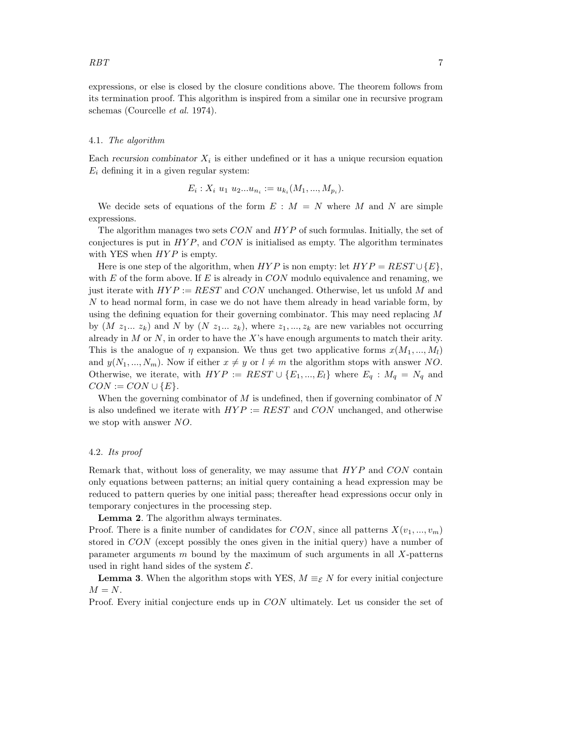expressions, or else is closed by the closure conditions above. The theorem follows from its termination proof. This algorithm is inspired from a similar one in recursive program schemas (Courcelle *et al.* 1974).

### 4.1. *The algorithm*

Each *recursion combinator* $X_i$ is either undefined or it has a unique recursion equation $E_i$ defining it in a given regular system:

$$E_i : X_i\ u_1\ u_2 ... u_{n_i} := u_{k_i}(M_1, ..., M_{p_i}).$$

We decide sets of equations of the form $E : M = N$ where $M$ and $N$ are simple expressions.

The algorithm manages two sets $CON$ and $HYP$ of such formulas. Initially, the set of conjectures is put in $HYP$, and $CON$ is initialised as empty. The algorithm terminates with YES when $HYP$ is empty.

Here is one step of the algorithm, when $HYP$ is non empty: let $HYP = REST \cup \{E\}$, with $E$ of the form above. If $E$ is already in $CON$ modulo equivalence and renaming, we just iterate with $HYP := REST$ and $CON$ unchanged. Otherwise, let us unfold $M$ and $N$ to head normal form, in case we do not have them already in head variable form, by using the defining equation for their governing combinator. This may need replacing $M$ by $(M\ z_1 ...\ z_k)$ and $N$ by $(N\ z_1 ...\ z_k)$, where $z_1, ..., z_k$ are new variables not occurring already in $M$ or $N$, in order to have the $X$'s have enough arguments to match their arity. This is the analogue of $\eta$ expansion. We thus get two applicative forms $x(M_1, ..., M_l)$ and $y(N_1, ..., N_m)$. Now if either $x \neq y$ or $l \neq m$ the algorithm stops with answer $NO$. Otherwise, we iterate, with $HYP := REST \cup \{E_1, ..., E_l\}$ where $E_q : M_q = N_q$ and $CON := CON \cup \{E\}$.

When the governing combinator of $M$ is undefined, then if governing combinator of $N$ is also undefined we iterate with $HYP := REST$ and $CON$ unchanged, and otherwise we stop with answer $NO$.

### 4.2. *Its proof*

Remark that, without loss of generality, we may assume that $HYP$ and $CON$ contain only equations between patterns; an initial query containing a head expression may be reduced to pattern queries by one initial pass; thereafter head expressions occur only in temporary conjectures in the processing step.

**Lemma 2**. The algorithm always terminates.

Proof. There is a finite number of candidates for $CON$, since all patterns $X(v_1, ..., v_m)$ stored in $CON$ (except possibly the ones given in the initial query) have a number of parameter arguments $m$ bound by the maximum of such arguments in all $X$-patterns used in right hand sides of the system $\mathcal{E}$.

**Lemma 3**. When the algorithm stops with YES, $M \equiv_{\mathcal{E}} N$ for every initial conjecture $M = N$.

Proof. Every initial conjecture ends up in $CON$ ultimately. Let us consider the set of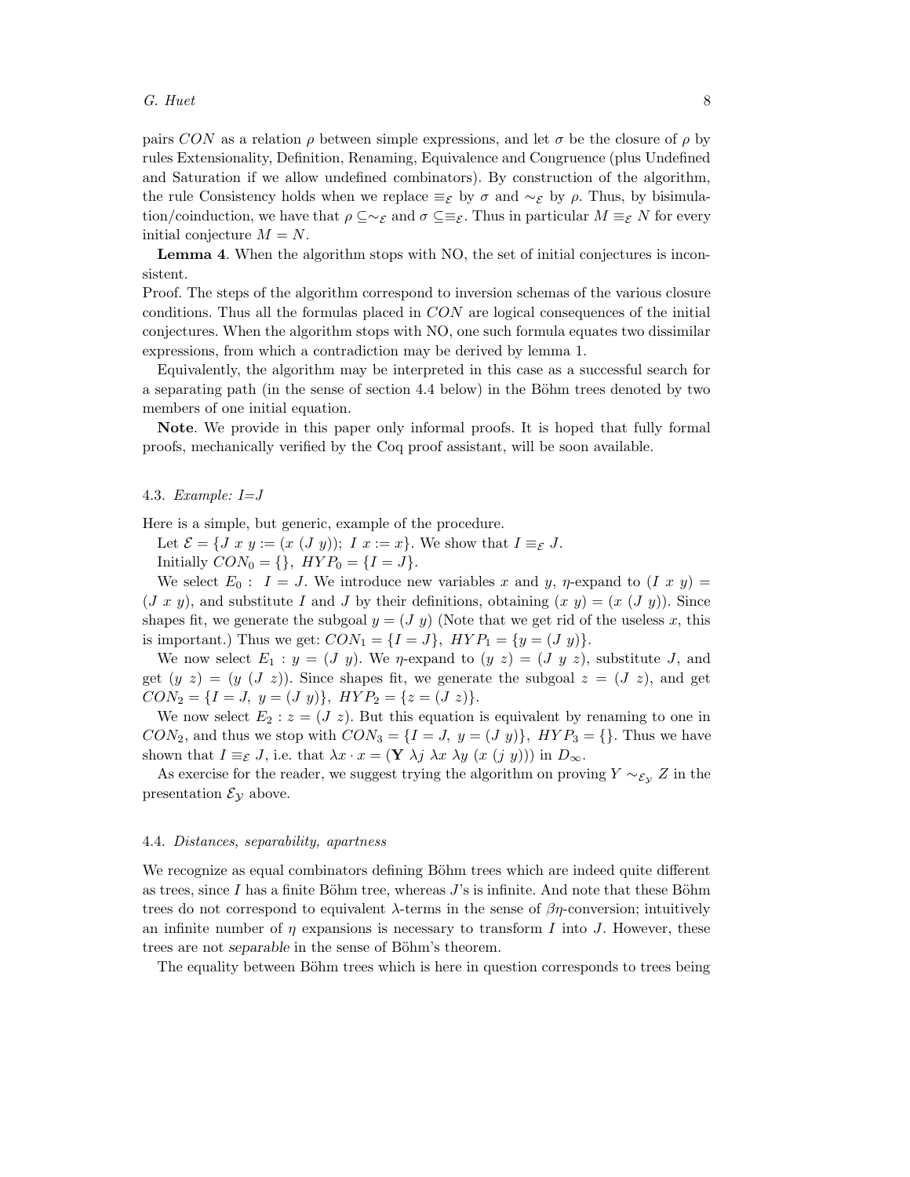pairs $CON$ as a relation $\rho$ between simple expressions, and let $\sigma$ be the closure of $\rho$ by rules Extensionality, Definition, Renaming, Equivalence and Congruence (plus Undefined and Saturation if we allow undefined combinators). By construction of the algorithm, the rule Consistency holds when we replace $\equiv_{\mathcal{E}}$ by $\sigma$ and $\sim_{\mathcal{E}}$ by $\rho$. Thus, by bisimulation/coinduction, we have that $\rho \subseteq \sim_{\mathcal{E}}$ and $\sigma \subseteq \equiv_{\mathcal{E}}$. Thus in particular $M \equiv_{\mathcal{E}} N$ for every initial conjecture $M = N$.

**Lemma 4**. When the algorithm stops with NO, the set of initial conjectures is inconsistent.

Proof. The steps of the algorithm correspond to inversion schemas of the various closure conditions. Thus all the formulas placed in $CON$ are logical consequences of the initial conjectures. When the algorithm stops with NO, one such formula equates two dissimilar expressions, from which a contradiction may be derived by lemma 1.

Equivalently, the algorithm may be interpreted in this case as a successful search for a separating path (in the sense of section 4.4 below) in the Böhm trees denoted by two members of one initial equation.

**Note**. We provide in this paper only informal proofs. It is hoped that fully formal proofs, mechanically verified by the Coq proof assistant, will be soon available.

### 4.3. *Example: I=J*

Here is a simple, but generic, example of the procedure.

Let $\mathcal{E} = \{J\ x\ y := (x\ (J\ y));\ I\ x := x\}$. We show that $I \equiv_{\mathcal{E}} J$.

Initially $CON_0 = \{\},\ HYP_0 = \{I = J\}$.

We select $E_0 :\ I = J$. We introduce new variables $x$ and $y$, $\eta$-expand to $(I\ x\ y) = (J\ x\ y)$, and substitute $I$ and $J$ by their definitions, obtaining $(x\ y) = (x\ (J\ y))$. Since shapes fit, we generate the subgoal $y = (J\ y)$ (Note that we get rid of the useless $x$, this is important.) Thus we get: $CON_1 = \{I = J\},\ HYP_1 = \{y = (J\ y)\}$.

We now select $E_1 : y = (J\ y)$. We $\eta$-expand to $(y\ z) = (J\ y\ z)$, substitute $J$, and get $(y\ z) = (y\ (J\ z))$. Since shapes fit, we generate the subgoal $z = (J\ z)$, and get $CON_2 = \{I = J,\ y = (J\ y)\},\ HYP_2 = \{z = (J\ z)\}$.

We now select $E_2 : z = (J\ z)$. But this equation is equivalent by renaming to one in $CON_2$, and thus we stop with $CON_3 = \{I = J,\ y = (J\ y)\},\ HYP_3 = \{\}$. Thus we have shown that $I \equiv_{\mathcal{E}} J$, i.e. that $\lambda x \cdot x = (\mathbf{Y}\ \lambda j\ \lambda x\ \lambda y\ (x\ (j\ y)))$ in $D_\infty$.

As exercise for the reader, we suggest trying the algorithm on proving $Y \sim_{\mathcal{E}_\mathcal{Y}} Z$ in the presentation $\mathcal{E}_\mathcal{Y}$ above.

### 4.4. *Distances, separability, apartness*

We recognize as equal combinators defining Böhm trees which are indeed quite different as trees, since $I$ has a finite Böhm tree, whereas $J$'s is infinite. And note that these Böhm trees do not correspond to equivalent $\lambda$-terms in the sense of $\beta\eta$-conversion; intuitively an infinite number of $\eta$ expansions is necessary to transform $I$ into $J$. However, these trees are not *separable* in the sense of Böhm's theorem.

The equality between Böhm trees which is here in question corresponds to trees being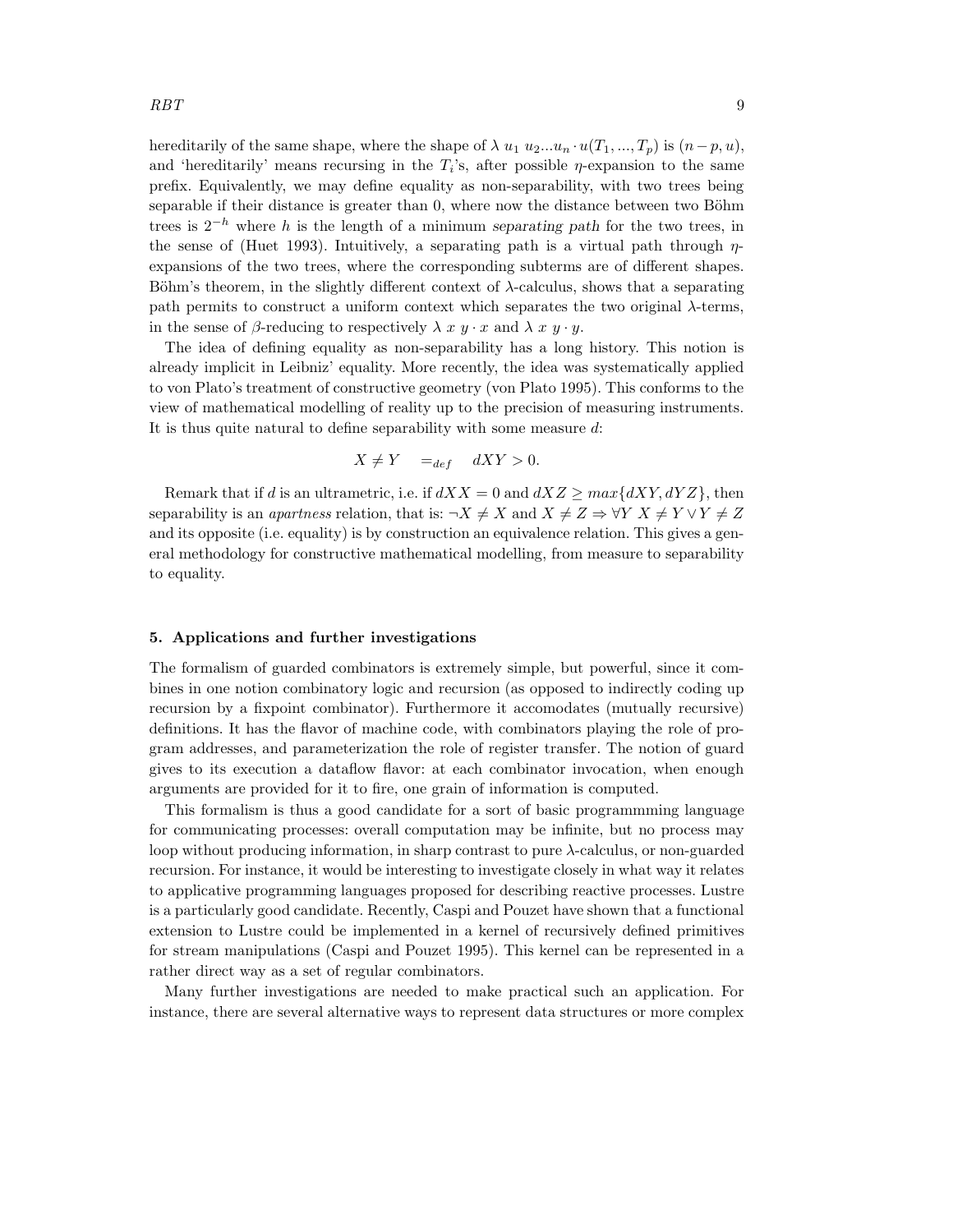hereditarily of the same shape, where the shape of $\lambda\ u_1\ u_2...u_n \cdot u(T_1, ..., T_p)$ is $(n-p, u)$, and 'hereditarily' means recursing in the $T_i$'s, after possible $\eta$-expansion to the same prefix. Equivalently, we may define equality as non-separability, with two trees being separable if their distance is greater than 0, where now the distance between two Böhm trees is $2^{-h}$ where $h$ is the length of a minimum *separating path* for the two trees, in the sense of (Huet 1993). Intuitively, a separating path is a virtual path through $\eta$-expansions of the two trees, where the corresponding subterms are of different shapes. Böhm's theorem, in the slightly different context of $\lambda$-calculus, shows that a separating path permits to construct a uniform context which separates the two original $\lambda$-terms, in the sense of $\beta$-reducing to respectively $\lambda\ x\ y \cdot x$ and $\lambda\ x\ y \cdot y$.

The idea of defining equality as non-separability has a long history. This notion is already implicit in Leibniz' equality. More recently, the idea was systematically applied to von Plato's treatment of constructive geometry (von Plato 1995). This conforms to the view of mathematical modelling of reality up to the precision of measuring instruments. It is thus quite natural to define separability with some measure $d$:

$$X \neq Y \quad =_{def} \quad dXY > 0.$$

Remark that if $d$ is an ultrametric, i.e. if $dXX = 0$ and $dXZ \geq max\{dXY, dYZ\}$, then separability is an *apartness* relation, that is: $\neg X \neq X$ and $X \neq Z \Rightarrow \forall Y\ X \neq Y \vee Y \neq Z$ and its opposite (i.e. equality) is by construction an equivalence relation. This gives a general methodology for constructive mathematical modelling, from measure to separability to equality.

## 5. Applications and further investigations

The formalism of guarded combinators is extremely simple, but powerful, since it combines in one notion combinatory logic and recursion (as opposed to indirectly coding up recursion by a fixpoint combinator). Furthermore it accomodates (mutually recursive) definitions. It has the flavor of machine code, with combinators playing the role of program addresses, and parameterization the role of register transfer. The notion of guard gives to its execution a dataflow flavor: at each combinator invocation, when enough arguments are provided for it to fire, one grain of information is computed.

This formalism is thus a good candidate for a sort of basic programmming language for communicating processes: overall computation may be infinite, but no process may loop without producing information, in sharp contrast to pure $\lambda$-calculus, or non-guarded recursion. For instance, it would be interesting to investigate closely in what way it relates to applicative programming languages proposed for describing reactive processes. Lustre is a particularly good candidate. Recently, Caspi and Pouzet have shown that a functional extension to Lustre could be implemented in a kernel of recursively defined primitives for stream manipulations (Caspi and Pouzet 1995). This kernel can be represented in a rather direct way as a set of regular combinators.

Many further investigations are needed to make practical such an application. For instance, there are several alternative ways to represent data structures or more complex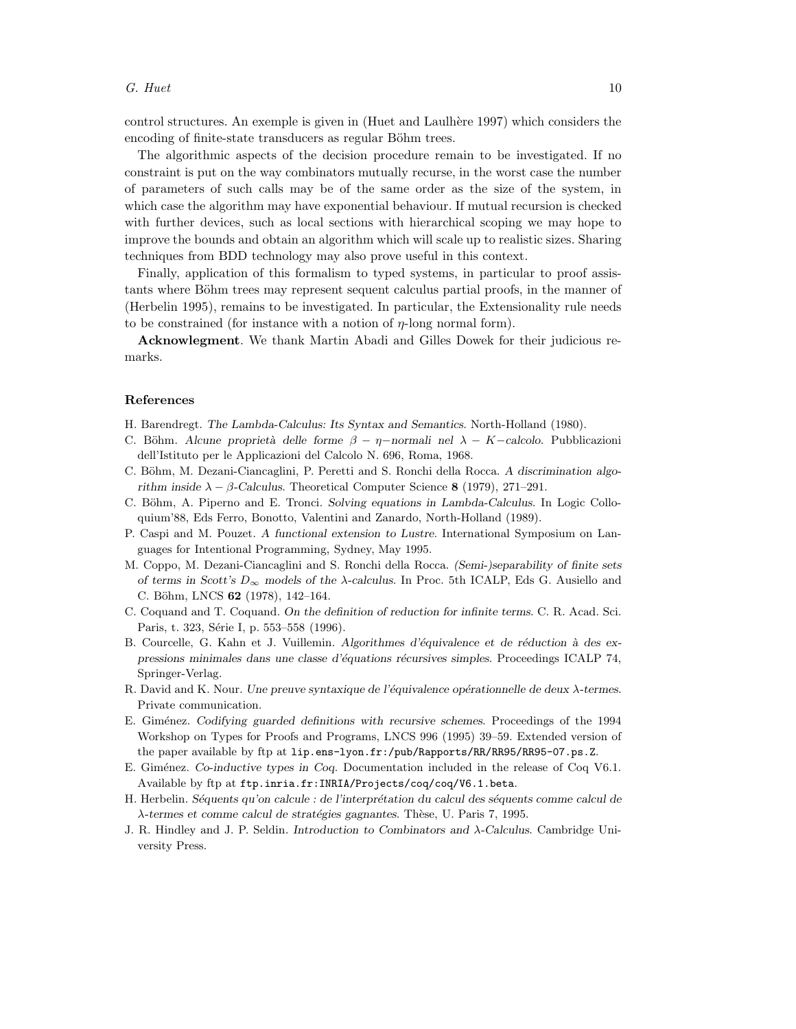control structures. An exemple is given in (Huet and Laulhère 1997) which considers the encoding of finite-state transducers as regular Böhm trees.

The algorithmic aspects of the decision procedure remain to be investigated. If no constraint is put on the way combinators mutually recurse, in the worst case the number of parameters of such calls may be of the same order as the size of the system, in which case the algorithm may have exponential behaviour. If mutual recursion is checked with further devices, such as local sections with hierarchical scoping we may hope to improve the bounds and obtain an algorithm which will scale up to realistic sizes. Sharing techniques from BDD technology may also prove useful in this context.

Finally, application of this formalism to typed systems, in particular to proof assistants where Böhm trees may represent sequent calculus partial proofs, in the manner of (Herbelin 1995), remains to be investigated. In particular, the Extensionality rule needs to be constrained (for instance with a notion of $\eta$-long normal form).

**Acknowlegment**. We thank Martin Abadi and Gilles Dowek for their judicious remarks.

### References

H. Barendregt. *The Lambda-Calculus: Its Syntax and Semantics*. North-Holland (1980).

C. Böhm. *Alcune proprietà delle forme $\beta - \eta-$normali nel $\lambda - K-$calcolo*. Pubblicazioni dell'Istituto per le Applicazioni del Calcolo N. 696, Roma, 1968.

C. Böhm, M. Dezani-Ciancaglini, P. Peretti and S. Ronchi della Rocca. *A discrimination algorithm inside $\lambda - \beta$-Calculus*. Theoretical Computer Science **8** (1979), 271–291.

C. Böhm, A. Piperno and E. Tronci. *Solving equations in Lambda-Calculus*. In Logic Colloquium'88, Eds Ferro, Bonotto, Valentini and Zanardo, North-Holland (1989).

P. Caspi and M. Pouzet. *A functional extension to Lustre*. International Symposium on Languages for Intentional Programming, Sydney, May 1995.

M. Coppo, M. Dezani-Ciancaglini and S. Ronchi della Rocca. *(Semi-)separability of finite sets of terms in Scott's $D_\infty$ models of the $\lambda$-calculus.* In Proc. 5th ICALP, Eds G. Ausiello and C. Böhm, LNCS **62** (1978), 142–164.

C. Coquand and T. Coquand. *On the definition of reduction for infinite terms*. C. R. Acad. Sci. Paris, t. 323, Série I, p. 553–558 (1996).

B. Courcelle, G. Kahn et J. Vuillemin. *Algorithmes d'équivalence et de réduction à des expressions minimales dans une classe d'équations récursives simples*. Proceedings ICALP 74, Springer-Verlag.

R. David and K. Nour. *Une preuve syntaxique de l'équivalence opérationnelle de deux $\lambda$-termes*. Private communication.

E. Giménez. *Codifying guarded definitions with recursive schemes*. Proceedings of the 1994 Workshop on Types for Proofs and Programs, LNCS 996 (1995) 39–59. Extended version of the paper available by ftp at `lip.ens-lyon.fr:/pub/Rapports/RR/RR95/RR95-07.ps.Z`.

E. Giménez. *Co-inductive types in Coq*. Documentation included in the release of Coq V6.1. Available by ftp at `ftp.inria.fr:INRIA/Projects/coq/coq/V6.1.beta`.

H. Herbelin. *Séquents qu'on calcule : de l'interprétation du calcul des séquents comme calcul de $\lambda$-termes et comme calcul de stratégies gagnantes*. Thèse, U. Paris 7, 1995.

J. R. Hindley and J. P. Seldin. *Introduction to Combinators and $\lambda$-Calculus*. Cambridge University Press.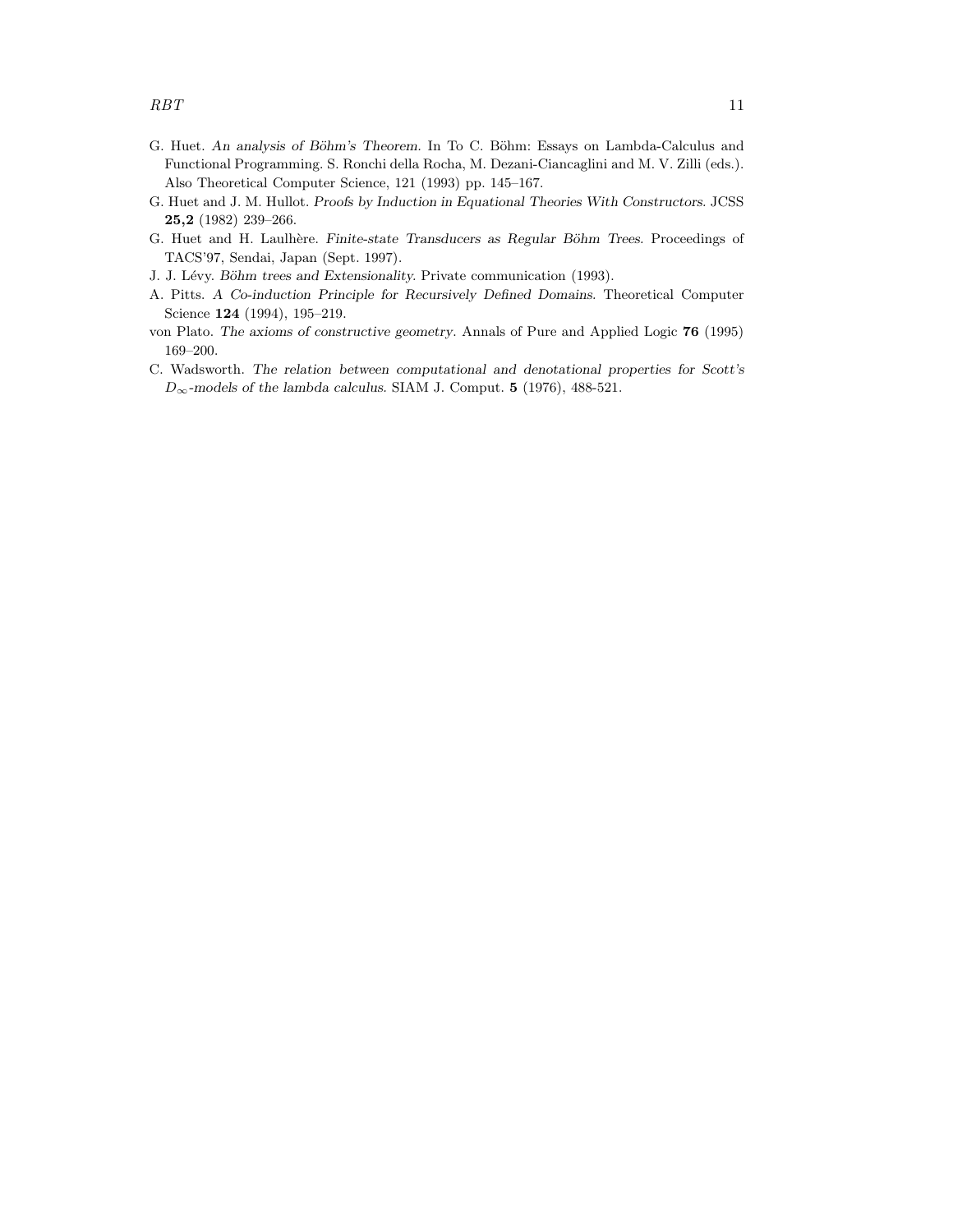G. Huet. *An analysis of Böhm's Theorem.* In To C. Böhm: Essays on Lambda-Calculus and Functional Programming. S. Ronchi della Rocha, M. Dezani-Ciancaglini and M. V. Zilli (eds.). Also Theoretical Computer Science, 121 (1993) pp. 145–167.

G. Huet and J. M. Hullot. *Proofs by Induction in Equational Theories With Constructors.* JCSS **25,2** (1982) 239–266.

G. Huet and H. Laulhère. *Finite-state Transducers as Regular Böhm Trees.* Proceedings of TACS'97, Sendai, Japan (Sept. 1997).

J. J. Lévy. *Böhm trees and Extensionality.* Private communication (1993).

A. Pitts. *A Co-induction Principle for Recursively Defined Domains.* Theoretical Computer Science **124** (1994), 195–219.

von Plato. *The axioms of constructive geometry.* Annals of Pure and Applied Logic **76** (1995) 169–200.

C. Wadsworth. *The relation between computational and denotational properties for Scott's $D_\infty$-models of the lambda calculus.* SIAM J. Comput. **5** (1976), 488-521.